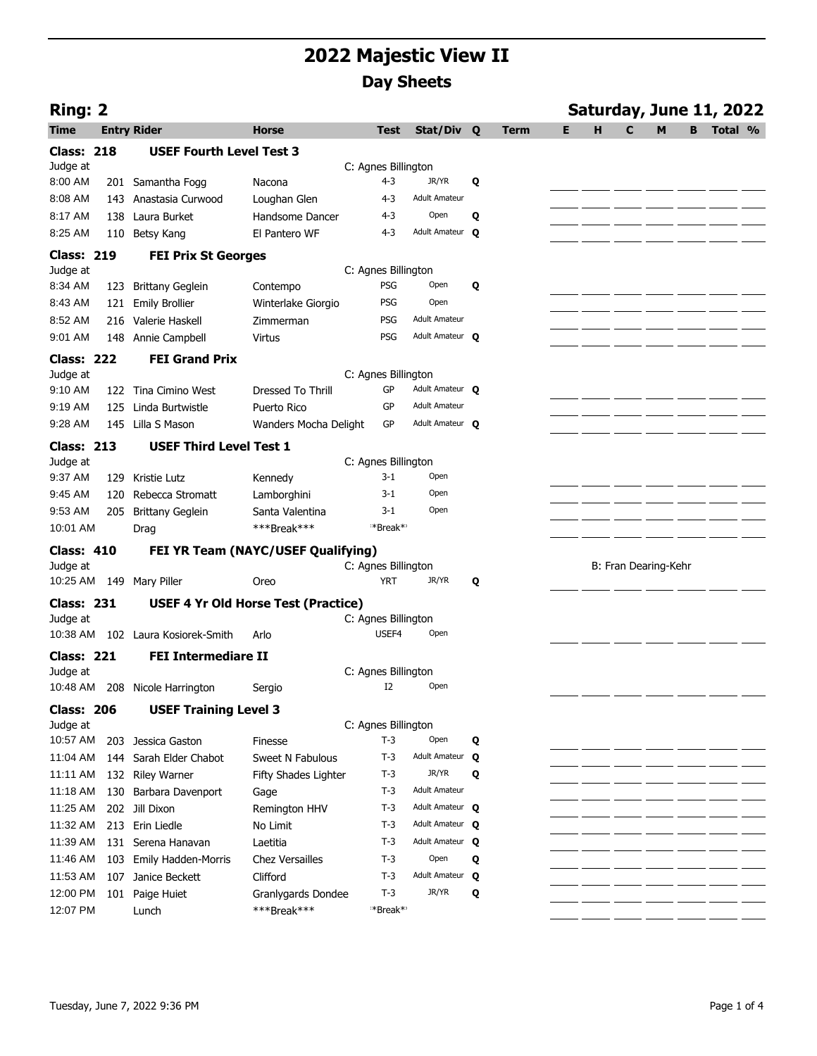# 2022 Majestic View II

## Day Sheets

**Ring: 2** — **Saturday, June 11, 2022**

| Time | Entry | Rider | Horse | Test | Stat/Div | Q | Term | E | H | C | M | B | Total | % |
|---|---|---|---|---|---|---|---|---|---|---|---|---|---|---|
| **Class: 218** | | **USEF Fourth Level Test 3** | | | | | | | | | | | | |
| Judge at | | | | C: Agnes Billington | | | | | | | | | | |
| 8:00 AM | 201 | Samantha Fogg | Nacona | 4-3 | JR/YR | Q | | | | | | | | |
| 8:08 AM | 143 | Anastasia Curwood | Loughan Glen | 4-3 | Adult Amateur | | | | | | | | | |
| 8:17 AM | 138 | Laura Burket | Handsome Dancer | 4-3 | Open | Q | | | | | | | | |
| 8:25 AM | 110 | Betsy Kang | El Pantero WF | 4-3 | Adult Amateur | Q | | | | | | | | |
| **Class: 219** | | **FEI Prix St Georges** | | | | | | | | | | | | |
| Judge at | | | | C: Agnes Billington | | | | | | | | | | |
| 8:34 AM | 123 | Brittany Geglein | Contempo | PSG | Open | Q | | | | | | | | |
| 8:43 AM | 121 | Emily Brollier | Winterlake Giorgio | PSG | Open | | | | | | | | | |
| 8:52 AM | 216 | Valerie Haskell | Zimmerman | PSG | Adult Amateur | | | | | | | | | |
| 9:01 AM | 148 | Annie Campbell | Virtus | PSG | Adult Amateur | Q | | | | | | | | |
| **Class: 222** | | **FEI Grand Prix** | | | | | | | | | | | | |
| Judge at | | | | C: Agnes Billington | | | | | | | | | | |
| 9:10 AM | 122 | Tina Cimino West | Dressed To Thrill | GP | Adult Amateur | Q | | | | | | | | |
| 9:19 AM | 125 | Linda Burtwistle | Puerto Rico | GP | Adult Amateur | | | | | | | | | |
| 9:28 AM | 145 | Lilla S Mason | Wanders Mocha Delight | GP | Adult Amateur | Q | | | | | | | | |
| **Class: 213** | | **USEF Third Level Test 1** | | | | | | | | | | | | |
| Judge at | | | | C: Agnes Billington | | | | | | | | | | |
| 9:37 AM | 129 | Kristie Lutz | Kennedy | 3-1 | Open | | | | | | | | | |
| 9:45 AM | 120 | Rebecca Stromatt | Lamborghini | 3-1 | Open | | | | | | | | | |
| 9:53 AM | 205 | Brittany Geglein | Santa Valentina | 3-1 | Open | | | | | | | | | |
| 10:01 AM | | Drag | ***Break*** | **Break** | | | | | | | | | | |
| **Class: 410** | | **FEI YR Team (NAYC/USEF Qualifying)** | | | | | | | | | | | | |
| Judge at | | | | C: Agnes Billington | | | | | B: Fran Dearing-Kehr | | | | | |
| 10:25 AM | 149 | Mary Piller | Oreo | YRT | JR/YR | Q | | | | | | | | |
| **Class: 231** | | **USEF 4 Yr Old Horse Test (Practice)** | | | | | | | | | | | | |
| Judge at | | | | C: Agnes Billington | | | | | | | | | | |
| 10:38 AM | 102 | Laura Kosiorek-Smith | Arlo | USEF4 | Open | | | | | | | | | |
| **Class: 221** | | **FEI Intermediare II** | | | | | | | | | | | | |
| Judge at | | | | C: Agnes Billington | | | | | | | | | | |
| 10:48 AM | 208 | Nicole Harrington | Sergio | I2 | Open | | | | | | | | | |
| **Class: 206** | | **USEF Training Level 3** | | | | | | | | | | | | |
| Judge at | | | | C: Agnes Billington | | | | | | | | | | |
| 10:57 AM | 203 | Jessica Gaston | Finesse | T-3 | Open | Q | | | | | | | | |
| 11:04 AM | 144 | Sarah Elder Chabot | Sweet N Fabulous | T-3 | Adult Amateur | Q | | | | | | | | |
| 11:11 AM | 132 | Riley Warner | Fifty Shades Lighter | T-3 | JR/YR | Q | | | | | | | | |
| 11:18 AM | 130 | Barbara Davenport | Gage | T-3 | Adult Amateur | | | | | | | | | |
| 11:25 AM | 202 | Jill Dixon | Remington HHV | T-3 | Adult Amateur | Q | | | | | | | | |
| 11:32 AM | 213 | Erin Liedle | No Limit | T-3 | Adult Amateur | Q | | | | | | | | |
| 11:39 AM | 131 | Serena Hanavan | Laetitia | T-3 | Adult Amateur | Q | | | | | | | | |
| 11:46 AM | 103 | Emily Hadden-Morris | Chez Versailles | T-3 | Open | Q | | | | | | | | |
| 11:53 AM | 107 | Janice Beckett | Clifford | T-3 | Adult Amateur | Q | | | | | | | | |
| 12:00 PM | 101 | Paige Huiet | Granlygards Dondee | T-3 | JR/YR | Q | | | | | | | | |
| 12:07 PM | | Lunch | ***Break*** | **Break** | | | | | | | | | | |

Tuesday, June 7, 2022 9:36 PM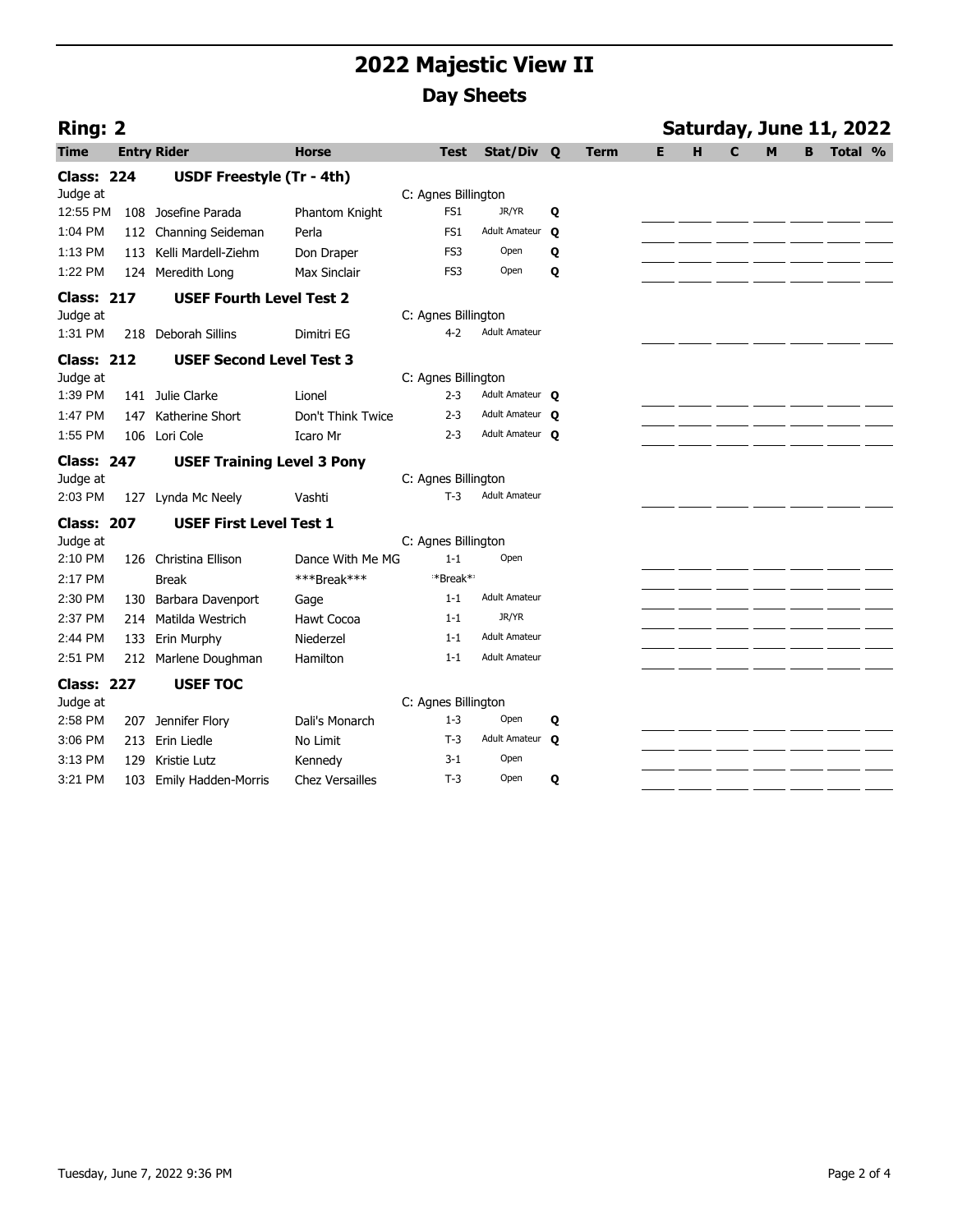# 2022 Majestic View II

## Day Sheets

**Ring: 2** — **Saturday, June 11, 2022**

| Time | Entry | Rider | Horse | Test | Stat/Div | Q | Term | E | H | C | M | B | Total | % |
|---|---|---|---|---|---|---|---|---|---|---|---|---|---|---|
| **Class: 224** | | **USDF Freestyle (Tr - 4th)** | | | | | | | | | | | | |
| Judge at | | | | C: Agnes Billington | | | | | | | | | | |
| 12:55 PM | 108 | Josefine Parada | Phantom Knight | FS1 | JR/YR | Q | | | | | | | | |
| 1:04 PM | 112 | Channing Seideman | Perla | FS1 | Adult Amateur | Q | | | | | | | | |
| 1:13 PM | 113 | Kelli Mardell-Ziehm | Don Draper | FS3 | Open | Q | | | | | | | | |
| 1:22 PM | 124 | Meredith Long | Max Sinclair | FS3 | Open | Q | | | | | | | | |
| **Class: 217** | | **USEF Fourth Level Test 2** | | | | | | | | | | | | |
| Judge at | | | | C: Agnes Billington | | | | | | | | | | |
| 1:31 PM | 218 | Deborah Sillins | Dimitri EG | 4-2 | Adult Amateur | | | | | | | | | |
| **Class: 212** | | **USEF Second Level Test 3** | | | | | | | | | | | | |
| Judge at | | | | C: Agnes Billington | | | | | | | | | | |
| 1:39 PM | 141 | Julie Clarke | Lionel | 2-3 | Adult Amateur | Q | | | | | | | | |
| 1:47 PM | 147 | Katherine Short | Don't Think Twice | 2-3 | Adult Amateur | Q | | | | | | | | |
| 1:55 PM | 106 | Lori Cole | Icaro Mr | 2-3 | Adult Amateur | Q | | | | | | | | |
| **Class: 247** | | **USEF Training Level 3 Pony** | | | | | | | | | | | | |
| Judge at | | | | C: Agnes Billington | | | | | | | | | | |
| 2:03 PM | 127 | Lynda Mc Neely | Vashti | T-3 | Adult Amateur | | | | | | | | | |
| **Class: 207** | | **USEF First Level Test 1** | | | | | | | | | | | | |
| Judge at | | | | C: Agnes Billington | | | | | | | | | | |
| 2:10 PM | 126 | Christina Ellison | Dance With Me MG | 1-1 | Open | | | | | | | | | |
| 2:17 PM | | Break | ***Break*** | *Break* | | | | | | | | | | |
| 2:30 PM | 130 | Barbara Davenport | Gage | 1-1 | Adult Amateur | | | | | | | | | |
| 2:37 PM | 214 | Matilda Westrich | Hawt Cocoa | 1-1 | JR/YR | | | | | | | | | |
| 2:44 PM | 133 | Erin Murphy | Niederzel | 1-1 | Adult Amateur | | | | | | | | | |
| 2:51 PM | 212 | Marlene Doughman | Hamilton | 1-1 | Adult Amateur | | | | | | | | | |
| **Class: 227** | | **USEF TOC** | | | | | | | | | | | | |
| Judge at | | | | C: Agnes Billington | | | | | | | | | | |
| 2:58 PM | 207 | Jennifer Flory | Dali's Monarch | 1-3 | Open | Q | | | | | | | | |
| 3:06 PM | 213 | Erin Liedle | No Limit | T-3 | Adult Amateur | Q | | | | | | | | |
| 3:13 PM | 129 | Kristie Lutz | Kennedy | 3-1 | Open | | | | | | | | | |
| 3:21 PM | 103 | Emily Hadden-Morris | Chez Versailles | T-3 | Open | Q | | | | | | | | |

Tuesday, June 7, 2022 9:36 PM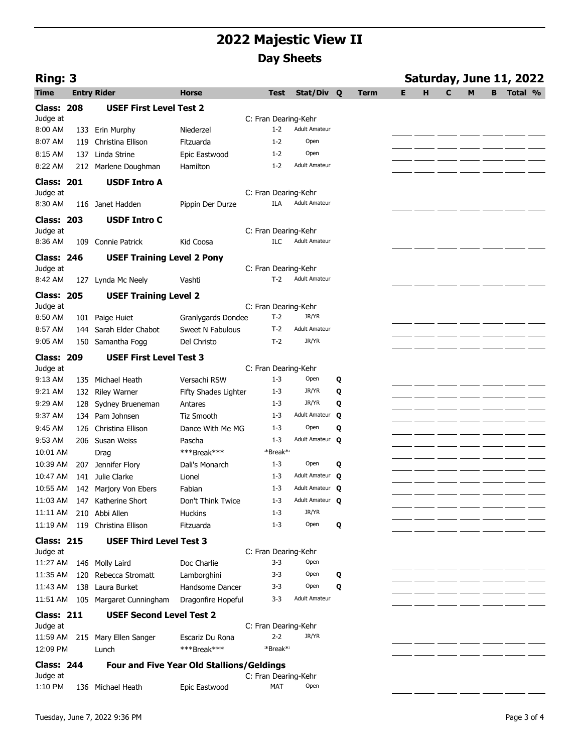# 2022 Majestic View II

## Day Sheets

**Ring: 3** — **Saturday, June 11, 2022**

| Time | Entry | Rider | Horse | Test | Stat/Div | Q | Term | E | H | C | M | B | Total | % |
|---|---|---|---|---|---|---|---|---|---|---|---|---|---|---|
| **Class: 208** | | **USEF First Level Test 2** | | | | | | | | | | | | |
| Judge at | | | | C: Fran Dearing-Kehr | | | | | | | | | | |
| 8:00 AM | 133 | Erin Murphy | Niederzel | 1-2 | Adult Amateur | | | | | | | | | |
| 8:07 AM | 119 | Christina Ellison | Fitzuarda | 1-2 | Open | | | | | | | | | |
| 8:15 AM | 137 | Linda Strine | Epic Eastwood | 1-2 | Open | | | | | | | | | |
| 8:22 AM | 212 | Marlene Doughman | Hamilton | 1-2 | Adult Amateur | | | | | | | | | |
| **Class: 201** | | **USDF Intro A** | | | | | | | | | | | | |
| Judge at | | | | C: Fran Dearing-Kehr | | | | | | | | | | |
| 8:30 AM | 116 | Janet Hadden | Pippin Der Durze | ILA | Adult Amateur | | | | | | | | | |
| **Class: 203** | | **USDF Intro C** | | | | | | | | | | | | |
| Judge at | | | | C: Fran Dearing-Kehr | | | | | | | | | | |
| 8:36 AM | 109 | Connie Patrick | Kid Coosa | ILC | Adult Amateur | | | | | | | | | |
| **Class: 246** | | **USEF Training Level 2 Pony** | | | | | | | | | | | | |
| Judge at | | | | C: Fran Dearing-Kehr | | | | | | | | | | |
| 8:42 AM | 127 | Lynda Mc Neely | Vashti | T-2 | Adult Amateur | | | | | | | | | |
| **Class: 205** | | **USEF Training Level 2** | | | | | | | | | | | | |
| Judge at | | | | C: Fran Dearing-Kehr | | | | | | | | | | |
| 8:50 AM | 101 | Paige Huiet | Granlygards Dondee | T-2 | JR/YR | | | | | | | | | |
| 8:57 AM | 144 | Sarah Elder Chabot | Sweet N Fabulous | T-2 | Adult Amateur | | | | | | | | | |
| 9:05 AM | 150 | Samantha Fogg | Del Christo | T-2 | JR/YR | | | | | | | | | |
| **Class: 209** | | **USEF First Level Test 3** | | | | | | | | | | | | |
| Judge at | | | | C: Fran Dearing-Kehr | | | | | | | | | | |
| 9:13 AM | 135 | Michael Heath | Versachi RSW | 1-3 | Open | Q | | | | | | | | |
| 9:21 AM | 132 | Riley Warner | Fifty Shades Lighter | 1-3 | JR/YR | Q | | | | | | | | |
| 9:29 AM | 128 | Sydney Brueneman | Antares | 1-3 | JR/YR | Q | | | | | | | | |
| 9:37 AM | 134 | Pam Johnsen | Tiz Smooth | 1-3 | Adult Amateur | Q | | | | | | | | |
| 9:45 AM | 126 | Christina Ellison | Dance With Me MG | 1-3 | Open | Q | | | | | | | | |
| 9:53 AM | 206 | Susan Weiss | Pascha | 1-3 | Adult Amateur | Q | | | | | | | | |
| 10:01 AM | | Drag | ***Break*** | ***Break*** | | | | | | | | | | |
| 10:39 AM | 207 | Jennifer Flory | Dali's Monarch | 1-3 | Open | Q | | | | | | | | |
| 10:47 AM | 141 | Julie Clarke | Lionel | 1-3 | Adult Amateur | Q | | | | | | | | |
| 10:55 AM | 142 | Marjory Von Ebers | Fabian | 1-3 | Adult Amateur | Q | | | | | | | | |
| 11:03 AM | 147 | Katherine Short | Don't Think Twice | 1-3 | Adult Amateur | Q | | | | | | | | |
| 11:11 AM | 210 | Abbi Allen | Huckins | 1-3 | JR/YR | | | | | | | | | |
| 11:19 AM | 119 | Christina Ellison | Fitzuarda | 1-3 | Open | Q | | | | | | | | |
| **Class: 215** | | **USEF Third Level Test 3** | | | | | | | | | | | | |
| Judge at | | | | C: Fran Dearing-Kehr | | | | | | | | | | |
| 11:27 AM | 146 | Molly Laird | Doc Charlie | 3-3 | Open | | | | | | | | | |
| 11:35 AM | 120 | Rebecca Stromatt | Lamborghini | 3-3 | Open | Q | | | | | | | | |
| 11:43 AM | 138 | Laura Burket | Handsome Dancer | 3-3 | Open | Q | | | | | | | | |
| 11:51 AM | 105 | Margaret Cunningham | Dragonfire Hopeful | 3-3 | Adult Amateur | | | | | | | | | |
| **Class: 211** | | **USEF Second Level Test 2** | | | | | | | | | | | | |
| Judge at | | | | C: Fran Dearing-Kehr | | | | | | | | | | |
| 11:59 AM | 215 | Mary Ellen Sanger | Escariz Du Rona | 2-2 | JR/YR | | | | | | | | | |
| 12:09 PM | | Lunch | ***Break*** | ***Break*** | | | | | | | | | | |
| **Class: 244** | | **Four and Five Year Old Stallions/Geldings** | | | | | | | | | | | | |
| Judge at | | | | C: Fran Dearing-Kehr | | | | | | | | | | |
| 1:10 PM | 136 | Michael Heath | Epic Eastwood | MAT | Open | | | | | | | | | |

Tuesday, June 7, 2022 9:36 PM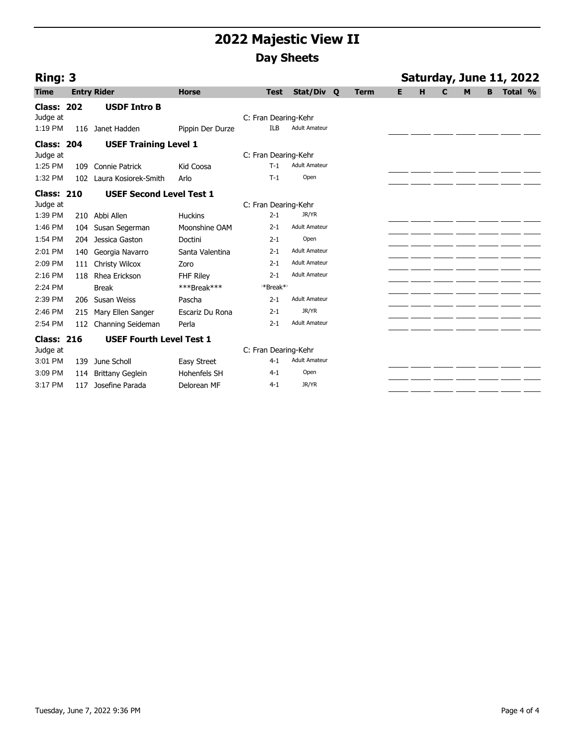# 2022 Majestic View II

## Day Sheets

**Ring: 3** — **Saturday, June 11, 2022**

| Time | Entry | Rider | Horse | Test | Stat/Div | Q | Term | E | H | C | M | B | Total | % |
|---|---|---|---|---|---|---|---|---|---|---|---|---|---|---|
| **Class: 202** | | **USDF Intro B** | | | | | | | | | | | | |
| Judge at | | | | C: Fran Dearing-Kehr | | | | | | | | | | |
| 1:19 PM | 116 | Janet Hadden | Pippin Der Durze | ILB | Adult Amateur | | | | | | | | | |
| **Class: 204** | | **USEF Training Level 1** | | | | | | | | | | | | |
| Judge at | | | | C: Fran Dearing-Kehr | | | | | | | | | | |
| 1:25 PM | 109 | Connie Patrick | Kid Coosa | T-1 | Adult Amateur | | | | | | | | | |
| 1:32 PM | 102 | Laura Kosiorek-Smith | Arlo | T-1 | Open | | | | | | | | | |
| **Class: 210** | | **USEF Second Level Test 1** | | | | | | | | | | | | |
| Judge at | | | | C: Fran Dearing-Kehr | | | | | | | | | | |
| 1:39 PM | 210 | Abbi Allen | Huckins | 2-1 | JR/YR | | | | | | | | | |
| 1:46 PM | 104 | Susan Segerman | Moonshine OAM | 2-1 | Adult Amateur | | | | | | | | | |
| 1:54 PM | 204 | Jessica Gaston | Doctini | 2-1 | Open | | | | | | | | | |
| 2:01 PM | 140 | Georgia Navarro | Santa Valentina | 2-1 | Adult Amateur | | | | | | | | | |
| 2:09 PM | 111 | Christy Wilcox | Zoro | 2-1 | Adult Amateur | | | | | | | | | |
| 2:16 PM | 118 | Rhea Erickson | FHF Riley | 2-1 | Adult Amateur | | | | | | | | | |
| 2:24 PM | | Break | ***Break*** | **Break** | | | | | | | | | | |
| 2:39 PM | 206 | Susan Weiss | Pascha | 2-1 | Adult Amateur | | | | | | | | | |
| 2:46 PM | 215 | Mary Ellen Sanger | Escariz Du Rona | 2-1 | JR/YR | | | | | | | | | |
| 2:54 PM | 112 | Channing Seideman | Perla | 2-1 | Adult Amateur | | | | | | | | | |
| **Class: 216** | | **USEF Fourth Level Test 1** | | | | | | | | | | | | |
| Judge at | | | | C: Fran Dearing-Kehr | | | | | | | | | | |
| 3:01 PM | 139 | June Scholl | Easy Street | 4-1 | Adult Amateur | | | | | | | | | |
| 3:09 PM | 114 | Brittany Geglein | Hohenfels SH | 4-1 | Open | | | | | | | | | |
| 3:17 PM | 117 | Josefine Parada | Delorean MF | 4-1 | JR/YR | | | | | | | | | |

Tuesday, June 7, 2022 9:36 PM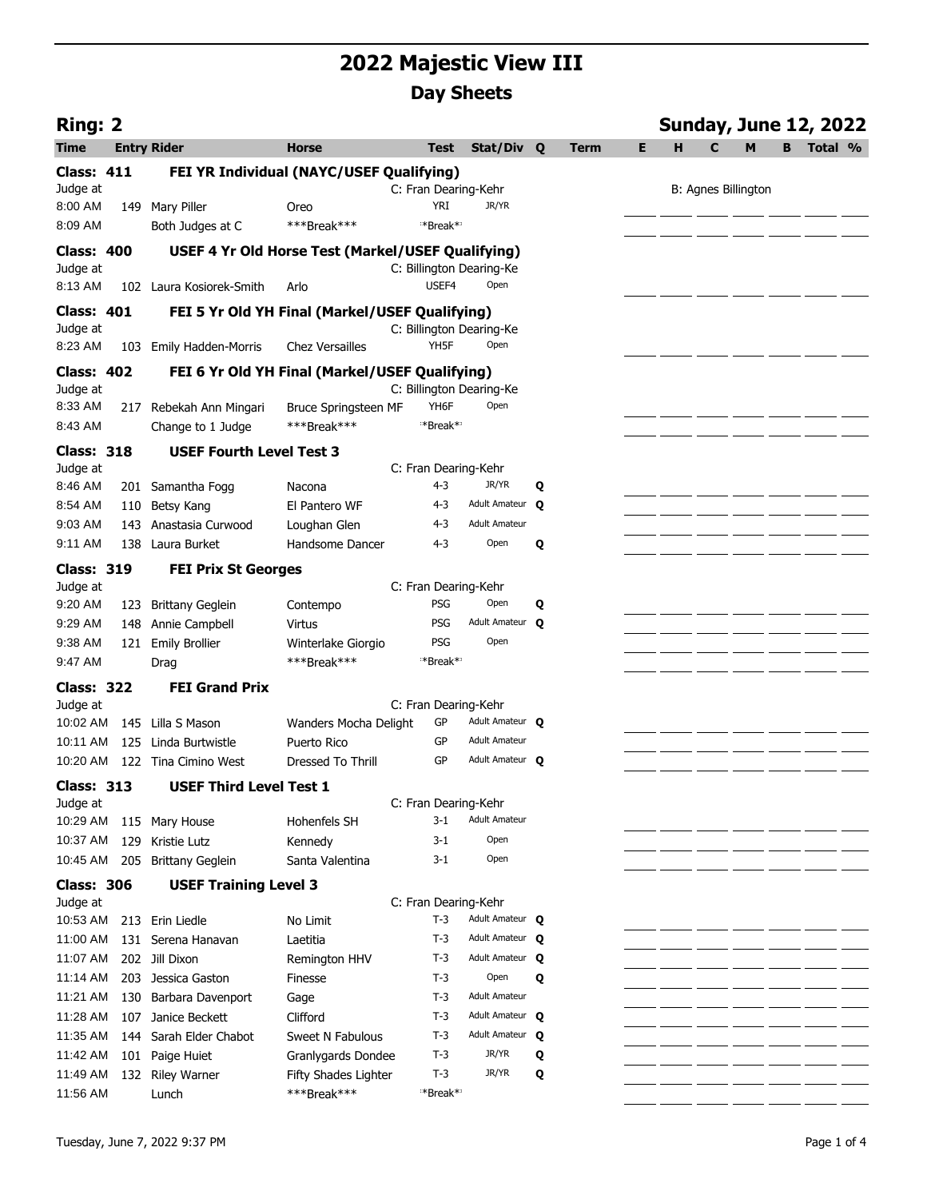# 2022 Majestic View III

## Day Sheets

**Ring: 2** — **Sunday, June 12, 2022**

| Time | Entry | Rider | Horse | Test | Stat/Div | Q | Term | E | H | C | M | B | Total % |
|---|---|---|---|---|---|---|---|---|---|---|---|---|---|
| **Class: 411** | | **FEI YR Individual (NAYC/USEF Qualifying)** | | | | | | | | | | | |
| Judge at | | | | C: Fran Dearing-Kehr | | | | | B: Agnes Billington | | | | |
| 8:00 AM | 149 | Mary Piller | Oreo | YRI | JR/YR | | | | | | | | |
| 8:09 AM | | Both Judges at C | ***Break*** | **Break** | | | | | | | | | |
| **Class: 400** | | **USEF 4 Yr Old Horse Test (Markel/USEF Qualifying)** | | | | | | | | | | | |
| Judge at | | | | C: Billington Dearing-Ke | | | | | | | | | |
| 8:13 AM | 102 | Laura Kosiorek-Smith | Arlo | USEF4 | Open | | | | | | | | |
| **Class: 401** | | **FEI 5 Yr Old YH Final (Markel/USEF Qualifying)** | | | | | | | | | | | |
| Judge at | | | | C: Billington Dearing-Ke | | | | | | | | | |
| 8:23 AM | 103 | Emily Hadden-Morris | Chez Versailles | YH5F | Open | | | | | | | | |
| **Class: 402** | | **FEI 6 Yr Old YH Final (Markel/USEF Qualifying)** | | | | | | | | | | | |
| Judge at | | | | C: Billington Dearing-Ke | | | | | | | | | |
| 8:33 AM | 217 | Rebekah Ann Mingari | Bruce Springsteen MF | YH6F | Open | | | | | | | | |
| 8:43 AM | | Change to 1 Judge | ***Break*** | **Break** | | | | | | | | | |
| **Class: 318** | | **USEF Fourth Level Test 3** | | | | | | | | | | | |
| Judge at | | | | C: Fran Dearing-Kehr | | | | | | | | | |
| 8:46 AM | 201 | Samantha Fogg | Nacona | 4-3 | JR/YR | Q | | | | | | | |
| 8:54 AM | 110 | Betsy Kang | El Pantero WF | 4-3 | Adult Amateur | Q | | | | | | | |
| 9:03 AM | 143 | Anastasia Curwood | Loughan Glen | 4-3 | Adult Amateur | | | | | | | | |
| 9:11 AM | 138 | Laura Burket | Handsome Dancer | 4-3 | Open | Q | | | | | | | |
| **Class: 319** | | **FEI Prix St Georges** | | | | | | | | | | | |
| Judge at | | | | C: Fran Dearing-Kehr | | | | | | | | | |
| 9:20 AM | 123 | Brittany Geglein | Contempo | PSG | Open | Q | | | | | | | |
| 9:29 AM | 148 | Annie Campbell | Virtus | PSG | Adult Amateur | Q | | | | | | | |
| 9:38 AM | 121 | Emily Brollier | Winterlake Giorgio | PSG | Open | | | | | | | | |
| 9:47 AM | | Drag | ***Break*** | **Break** | | | | | | | | | |
| **Class: 322** | | **FEI Grand Prix** | | | | | | | | | | | |
| Judge at | | | | C: Fran Dearing-Kehr | | | | | | | | | |
| 10:02 AM | 145 | Lilla S Mason | Wanders Mocha Delight | GP | Adult Amateur | Q | | | | | | | |
| 10:11 AM | 125 | Linda Burtwistle | Puerto Rico | GP | Adult Amateur | | | | | | | | |
| 10:20 AM | 122 | Tina Cimino West | Dressed To Thrill | GP | Adult Amateur | Q | | | | | | | |
| **Class: 313** | | **USEF Third Level Test 1** | | | | | | | | | | | |
| Judge at | | | | C: Fran Dearing-Kehr | | | | | | | | | |
| 10:29 AM | 115 | Mary House | Hohenfels SH | 3-1 | Adult Amateur | | | | | | | | |
| 10:37 AM | 129 | Kristie Lutz | Kennedy | 3-1 | Open | | | | | | | | |
| 10:45 AM | 205 | Brittany Geglein | Santa Valentina | 3-1 | Open | | | | | | | | |
| **Class: 306** | | **USEF Training Level 3** | | | | | | | | | | | |
| Judge at | | | | C: Fran Dearing-Kehr | | | | | | | | | |
| 10:53 AM | 213 | Erin Liedle | No Limit | T-3 | Adult Amateur | Q | | | | | | | |
| 11:00 AM | 131 | Serena Hanavan | Laetitia | T-3 | Adult Amateur | Q | | | | | | | |
| 11:07 AM | 202 | Jill Dixon | Remington HHV | T-3 | Adult Amateur | Q | | | | | | | |
| 11:14 AM | 203 | Jessica Gaston | Finesse | T-3 | Open | Q | | | | | | | |
| 11:21 AM | 130 | Barbara Davenport | Gage | T-3 | Adult Amateur | | | | | | | | |
| 11:28 AM | 107 | Janice Beckett | Clifford | T-3 | Adult Amateur | Q | | | | | | | |
| 11:35 AM | 144 | Sarah Elder Chabot | Sweet N Fabulous | T-3 | Adult Amateur | Q | | | | | | | |
| 11:42 AM | 101 | Paige Huiet | Granlygards Dondee | T-3 | JR/YR | Q | | | | | | | |
| 11:49 AM | 132 | Riley Warner | Fifty Shades Lighter | T-3 | JR/YR | Q | | | | | | | |
| 11:56 AM | | Lunch | ***Break*** | **Break** | | | | | | | | | |

Tuesday, June 7, 2022 9:37 PM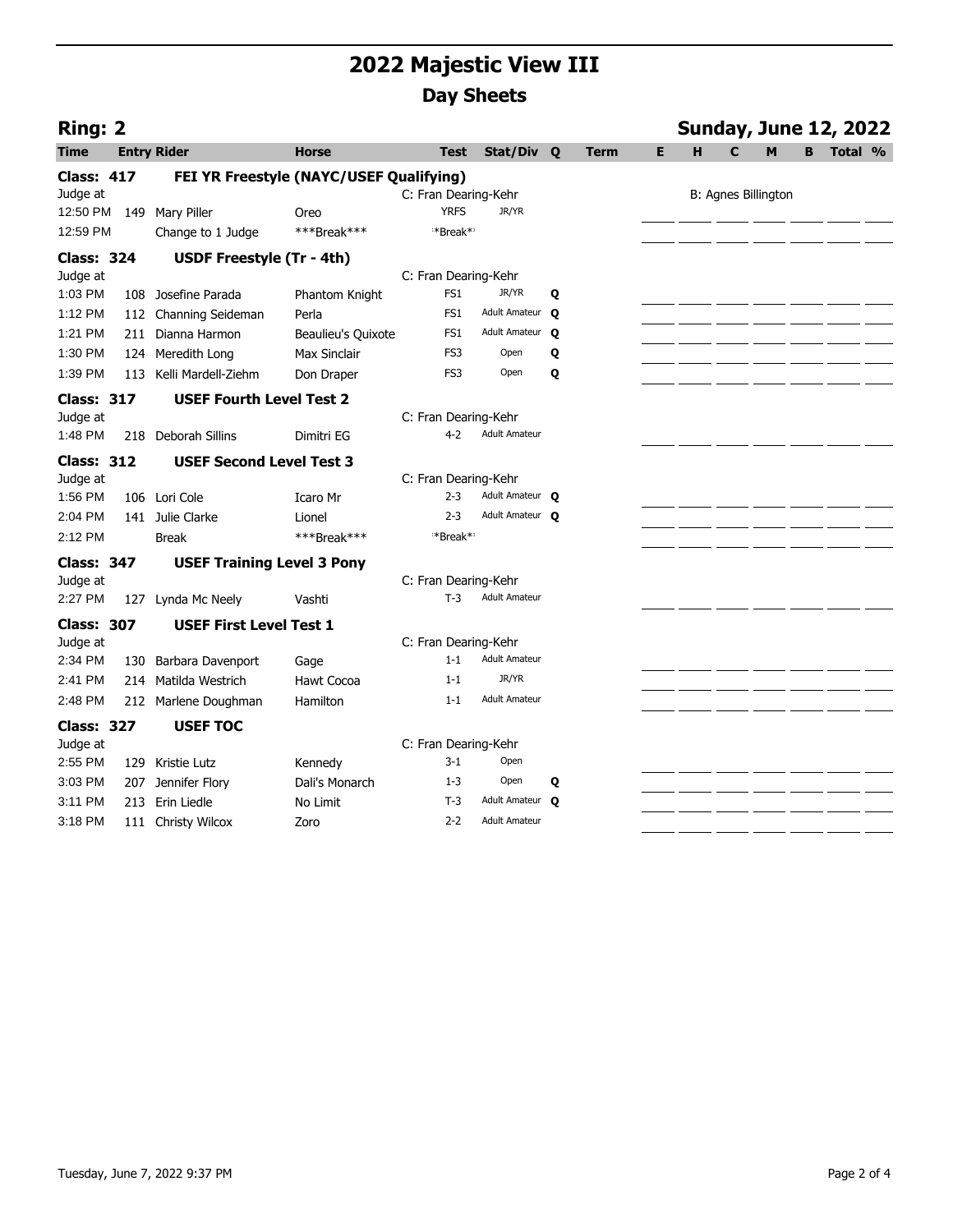# 2022 Majestic View III

## Day Sheets

**Ring: 2** **Sunday, June 12, 2022**

| Time | Entry | Rider | Horse | Test | Stat/Div | Q | Term | E | H | C | M | B | Total | % |
|---|---|---|---|---|---|---|---|---|---|---|---|---|---|---|
| **Class: 417** | | **FEI YR Freestyle (NAYC/USEF Qualifying)** | | | | | | | | | | | | |
| Judge at | | | | C: Fran Dearing-Kehr | | | | | B: Agnes Billington | | | | | |
| 12:50 PM | 149 | Mary Piller | Oreo | YRFS | JR/YR | | | | | | | | | |
| 12:59 PM | | Change to 1 Judge | ***Break*** | *Break* | | | | | | | | | | |
| **Class: 324** | | **USDF Freestyle (Tr - 4th)** | | | | | | | | | | | | |
| Judge at | | | | C: Fran Dearing-Kehr | | | | | | | | | | |
| 1:03 PM | 108 | Josefine Parada | Phantom Knight | FS1 | JR/YR | Q | | | | | | | | |
| 1:12 PM | 112 | Channing Seideman | Perla | FS1 | Adult Amateur | Q | | | | | | | | |
| 1:21 PM | 211 | Dianna Harmon | Beaulieu's Quixote | FS1 | Adult Amateur | Q | | | | | | | | |
| 1:30 PM | 124 | Meredith Long | Max Sinclair | FS3 | Open | Q | | | | | | | | |
| 1:39 PM | 113 | Kelli Mardell-Ziehm | Don Draper | FS3 | Open | Q | | | | | | | | |
| **Class: 317** | | **USEF Fourth Level Test 2** | | | | | | | | | | | | |
| Judge at | | | | C: Fran Dearing-Kehr | | | | | | | | | | |
| 1:48 PM | 218 | Deborah Sillins | Dimitri EG | 4-2 | Adult Amateur | | | | | | | | | |
| **Class: 312** | | **USEF Second Level Test 3** | | | | | | | | | | | | |
| Judge at | | | | C: Fran Dearing-Kehr | | | | | | | | | | |
| 1:56 PM | 106 | Lori Cole | Icaro Mr | 2-3 | Adult Amateur | Q | | | | | | | | |
| 2:04 PM | 141 | Julie Clarke | Lionel | 2-3 | Adult Amateur | Q | | | | | | | | |
| 2:12 PM | | Break | ***Break*** | *Break* | | | | | | | | | | |
| **Class: 347** | | **USEF Training Level 3 Pony** | | | | | | | | | | | | |
| Judge at | | | | C: Fran Dearing-Kehr | | | | | | | | | | |
| 2:27 PM | 127 | Lynda Mc Neely | Vashti | T-3 | Adult Amateur | | | | | | | | | |
| **Class: 307** | | **USEF First Level Test 1** | | | | | | | | | | | | |
| Judge at | | | | C: Fran Dearing-Kehr | | | | | | | | | | |
| 2:34 PM | 130 | Barbara Davenport | Gage | 1-1 | Adult Amateur | | | | | | | | | |
| 2:41 PM | 214 | Matilda Westrich | Hawt Cocoa | 1-1 | JR/YR | | | | | | | | | |
| 2:48 PM | 212 | Marlene Doughman | Hamilton | 1-1 | Adult Amateur | | | | | | | | | |
| **Class: 327** | | **USEF TOC** | | | | | | | | | | | | |
| Judge at | | | | C: Fran Dearing-Kehr | | | | | | | | | | |
| 2:55 PM | 129 | Kristie Lutz | Kennedy | 3-1 | Open | | | | | | | | | |
| 3:03 PM | 207 | Jennifer Flory | Dali's Monarch | 1-3 | Open | Q | | | | | | | | |
| 3:11 PM | 213 | Erin Liedle | No Limit | T-3 | Adult Amateur | Q | | | | | | | | |
| 3:18 PM | 111 | Christy Wilcox | Zoro | 2-2 | Adult Amateur | | | | | | | | | |

Tuesday, June 7, 2022 9:37 PM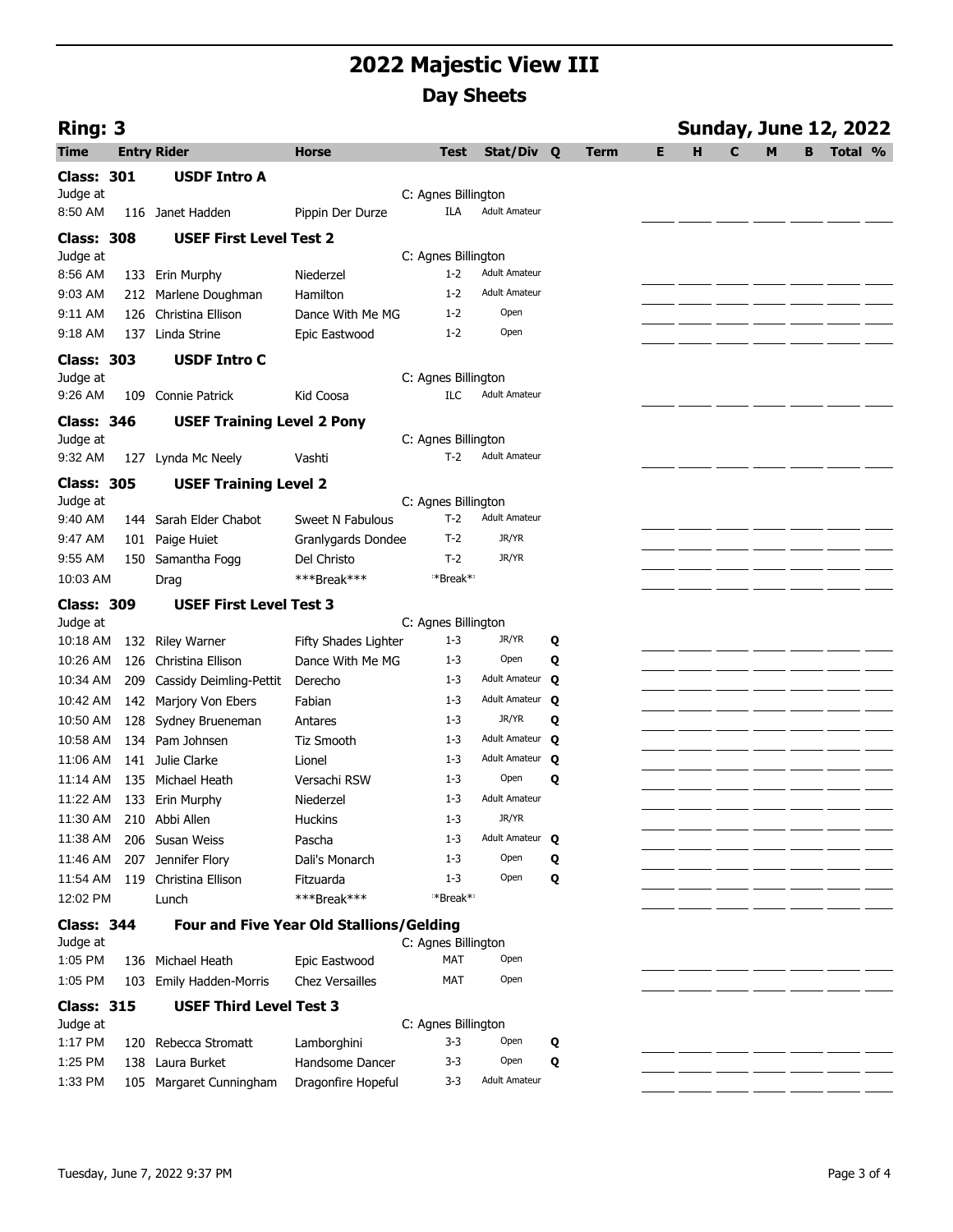# 2022 Majestic View III

## Day Sheets

**Ring: 3** | **Sunday, June 12, 2022**

| Time | Entry | Rider | Horse | Test | Stat/Div | Q | Term | E | H | C | M | B | Total | % |
|---|---|---|---|---|---|---|---|---|---|---|---|---|---|---|
| **Class: 301** | | **USDF Intro A** | | | | | | | | | | | | |
| Judge at | | | | C: Agnes Billington | | | | | | | | | | |
| 8:50 AM | 116 | Janet Hadden | Pippin Der Durze | ILA | Adult Amateur | | | | | | | | | |
| **Class: 308** | | **USEF First Level Test 2** | | | | | | | | | | | | |
| Judge at | | | | C: Agnes Billington | | | | | | | | | | |
| 8:56 AM | 133 | Erin Murphy | Niederzel | 1-2 | Adult Amateur | | | | | | | | | |
| 9:03 AM | 212 | Marlene Doughman | Hamilton | 1-2 | Adult Amateur | | | | | | | | | |
| 9:11 AM | 126 | Christina Ellison | Dance With Me MG | 1-2 | Open | | | | | | | | | |
| 9:18 AM | 137 | Linda Strine | Epic Eastwood | 1-2 | Open | | | | | | | | | |
| **Class: 303** | | **USDF Intro C** | | | | | | | | | | | | |
| Judge at | | | | C: Agnes Billington | | | | | | | | | | |
| 9:26 AM | 109 | Connie Patrick | Kid Coosa | ILC | Adult Amateur | | | | | | | | | |
| **Class: 346** | | **USEF Training Level 2 Pony** | | | | | | | | | | | | |
| Judge at | | | | C: Agnes Billington | | | | | | | | | | |
| 9:32 AM | 127 | Lynda Mc Neely | Vashti | T-2 | Adult Amateur | | | | | | | | | |
| **Class: 305** | | **USEF Training Level 2** | | | | | | | | | | | | |
| Judge at | | | | C: Agnes Billington | | | | | | | | | | |
| 9:40 AM | 144 | Sarah Elder Chabot | Sweet N Fabulous | T-2 | Adult Amateur | | | | | | | | | |
| 9:47 AM | 101 | Paige Huiet | Granlygards Dondee | T-2 | JR/YR | | | | | | | | | |
| 9:55 AM | 150 | Samantha Fogg | Del Christo | T-2 | JR/YR | | | | | | | | | |
| 10:03 AM | | Drag | ***Break*** | *Break* | | | | | | | | | | |
| **Class: 309** | | **USEF First Level Test 3** | | | | | | | | | | | | |
| Judge at | | | | C: Agnes Billington | | | | | | | | | | |
| 10:18 AM | 132 | Riley Warner | Fifty Shades Lighter | 1-3 | JR/YR | Q | | | | | | | | |
| 10:26 AM | 126 | Christina Ellison | Dance With Me MG | 1-3 | Open | Q | | | | | | | | |
| 10:34 AM | 209 | Cassidy Deimling-Pettit | Derecho | 1-3 | Adult Amateur | Q | | | | | | | | |
| 10:42 AM | 142 | Marjory Von Ebers | Fabian | 1-3 | Adult Amateur | Q | | | | | | | | |
| 10:50 AM | 128 | Sydney Brueneman | Antares | 1-3 | JR/YR | Q | | | | | | | | |
| 10:58 AM | 134 | Pam Johnsen | Tiz Smooth | 1-3 | Adult Amateur | Q | | | | | | | | |
| 11:06 AM | 141 | Julie Clarke | Lionel | 1-3 | Adult Amateur | Q | | | | | | | | |
| 11:14 AM | 135 | Michael Heath | Versachi RSW | 1-3 | Open | Q | | | | | | | | |
| 11:22 AM | 133 | Erin Murphy | Niederzel | 1-3 | Adult Amateur | | | | | | | | | |
| 11:30 AM | 210 | Abbi Allen | Huckins | 1-3 | JR/YR | | | | | | | | | |
| 11:38 AM | 206 | Susan Weiss | Pascha | 1-3 | Adult Amateur | Q | | | | | | | | |
| 11:46 AM | 207 | Jennifer Flory | Dali's Monarch | 1-3 | Open | Q | | | | | | | | |
| 11:54 AM | 119 | Christina Ellison | Fitzuarda | 1-3 | Open | Q | | | | | | | | |
| 12:02 PM | | Lunch | ***Break*** | *Break* | | | | | | | | | | |
| **Class: 344** | | **Four and Five Year Old Stallions/Gelding** | | | | | | | | | | | | |
| Judge at | | | | C: Agnes Billington | | | | | | | | | | |
| 1:05 PM | 136 | Michael Heath | Epic Eastwood | MAT | Open | | | | | | | | | |
| 1:05 PM | 103 | Emily Hadden-Morris | Chez Versailles | MAT | Open | | | | | | | | | |
| **Class: 315** | | **USEF Third Level Test 3** | | | | | | | | | | | | |
| Judge at | | | | C: Agnes Billington | | | | | | | | | | |
| 1:17 PM | 120 | Rebecca Stromatt | Lamborghini | 3-3 | Open | Q | | | | | | | | |
| 1:25 PM | 138 | Laura Burket | Handsome Dancer | 3-3 | Open | Q | | | | | | | | |
| 1:33 PM | 105 | Margaret Cunningham | Dragonfire Hopeful | 3-3 | Adult Amateur | | | | | | | | | |

Tuesday, June 7, 2022 9:37 PM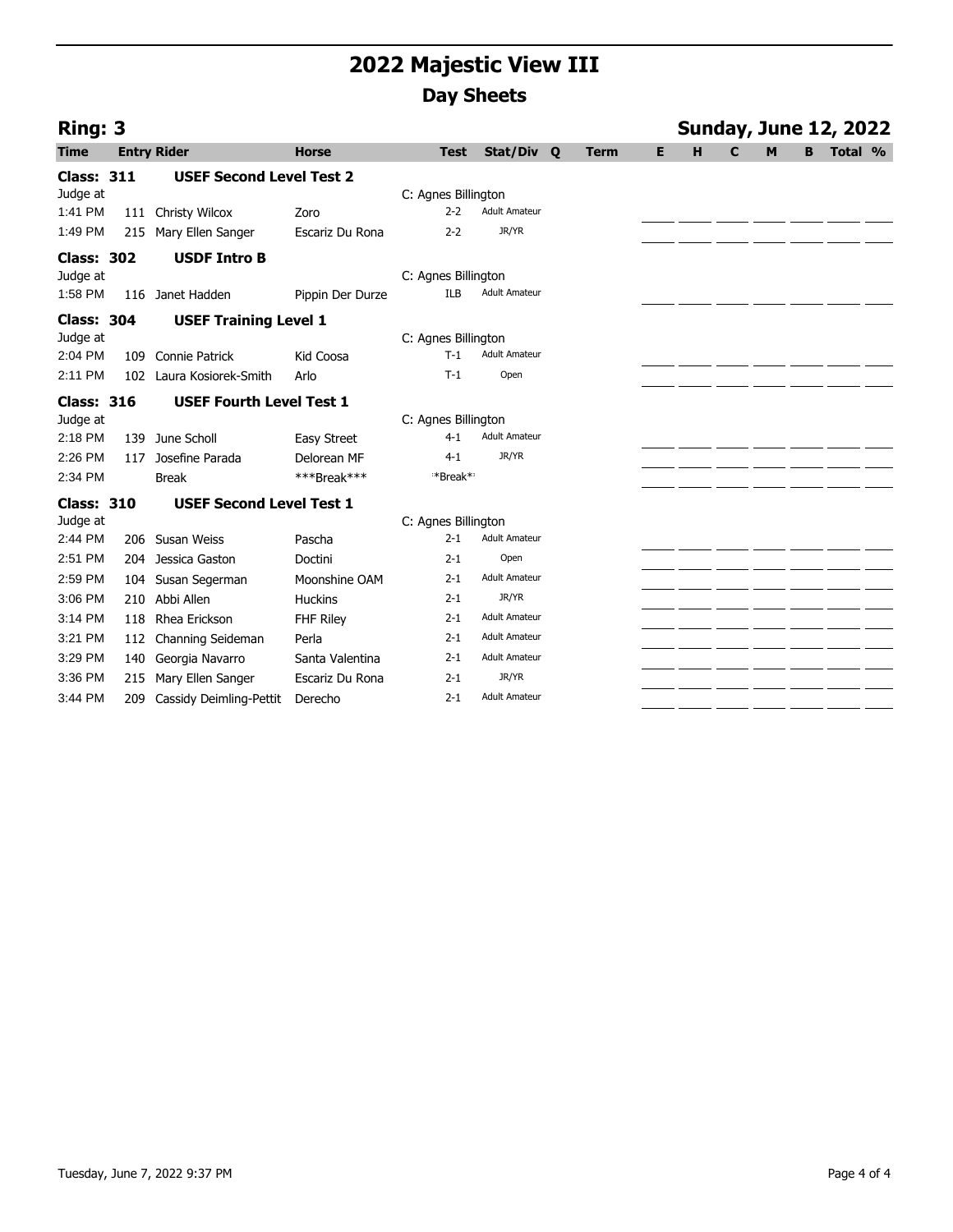# 2022 Majestic View III

## Day Sheets

**Ring: 3** — **Sunday, June 12, 2022**

| Time | Entry | Rider | Horse | Test | Stat/Div | Q | Term | E | H | C | M | B | Total | % |
|---|---|---|---|---|---|---|---|---|---|---|---|---|---|---|
| **Class: 311** | | **USEF Second Level Test 2** | | | | | | | | | | | | |
| Judge at | | | | C: Agnes Billington | | | | | | | | | | |
| 1:41 PM | 111 | Christy Wilcox | Zoro | 2-2 | Adult Amateur | | | | | | | | | |
| 1:49 PM | 215 | Mary Ellen Sanger | Escariz Du Rona | 2-2 | JR/YR | | | | | | | | | |
| **Class: 302** | | **USDF Intro B** | | | | | | | | | | | | |
| Judge at | | | | C: Agnes Billington | | | | | | | | | | |
| 1:58 PM | 116 | Janet Hadden | Pippin Der Durze | ILB | Adult Amateur | | | | | | | | | |
| **Class: 304** | | **USEF Training Level 1** | | | | | | | | | | | | |
| Judge at | | | | C: Agnes Billington | | | | | | | | | | |
| 2:04 PM | 109 | Connie Patrick | Kid Coosa | T-1 | Adult Amateur | | | | | | | | | |
| 2:11 PM | 102 | Laura Kosiorek-Smith | Arlo | T-1 | Open | | | | | | | | | |
| **Class: 316** | | **USEF Fourth Level Test 1** | | | | | | | | | | | | |
| Judge at | | | | C: Agnes Billington | | | | | | | | | | |
| 2:18 PM | 139 | June Scholl | Easy Street | 4-1 | Adult Amateur | | | | | | | | | |
| 2:26 PM | 117 | Josefine Parada | Delorean MF | 4-1 | JR/YR | | | | | | | | | |
| 2:34 PM | | Break | ***Break*** | *Break* | | | | | | | | | | |
| **Class: 310** | | **USEF Second Level Test 1** | | | | | | | | | | | | |
| Judge at | | | | C: Agnes Billington | | | | | | | | | | |
| 2:44 PM | 206 | Susan Weiss | Pascha | 2-1 | Adult Amateur | | | | | | | | | |
| 2:51 PM | 204 | Jessica Gaston | Doctini | 2-1 | Open | | | | | | | | | |
| 2:59 PM | 104 | Susan Segerman | Moonshine OAM | 2-1 | Adult Amateur | | | | | | | | | |
| 3:06 PM | 210 | Abbi Allen | Huckins | 2-1 | JR/YR | | | | | | | | | |
| 3:14 PM | 118 | Rhea Erickson | FHF Riley | 2-1 | Adult Amateur | | | | | | | | | |
| 3:21 PM | 112 | Channing Seideman | Perla | 2-1 | Adult Amateur | | | | | | | | | |
| 3:29 PM | 140 | Georgia Navarro | Santa Valentina | 2-1 | Adult Amateur | | | | | | | | | |
| 3:36 PM | 215 | Mary Ellen Sanger | Escariz Du Rona | 2-1 | JR/YR | | | | | | | | | |
| 3:44 PM | 209 | Cassidy Deimling-Pettit | Derecho | 2-1 | Adult Amateur | | | | | | | | | |

Tuesday, June 7, 2022 9:37 PM